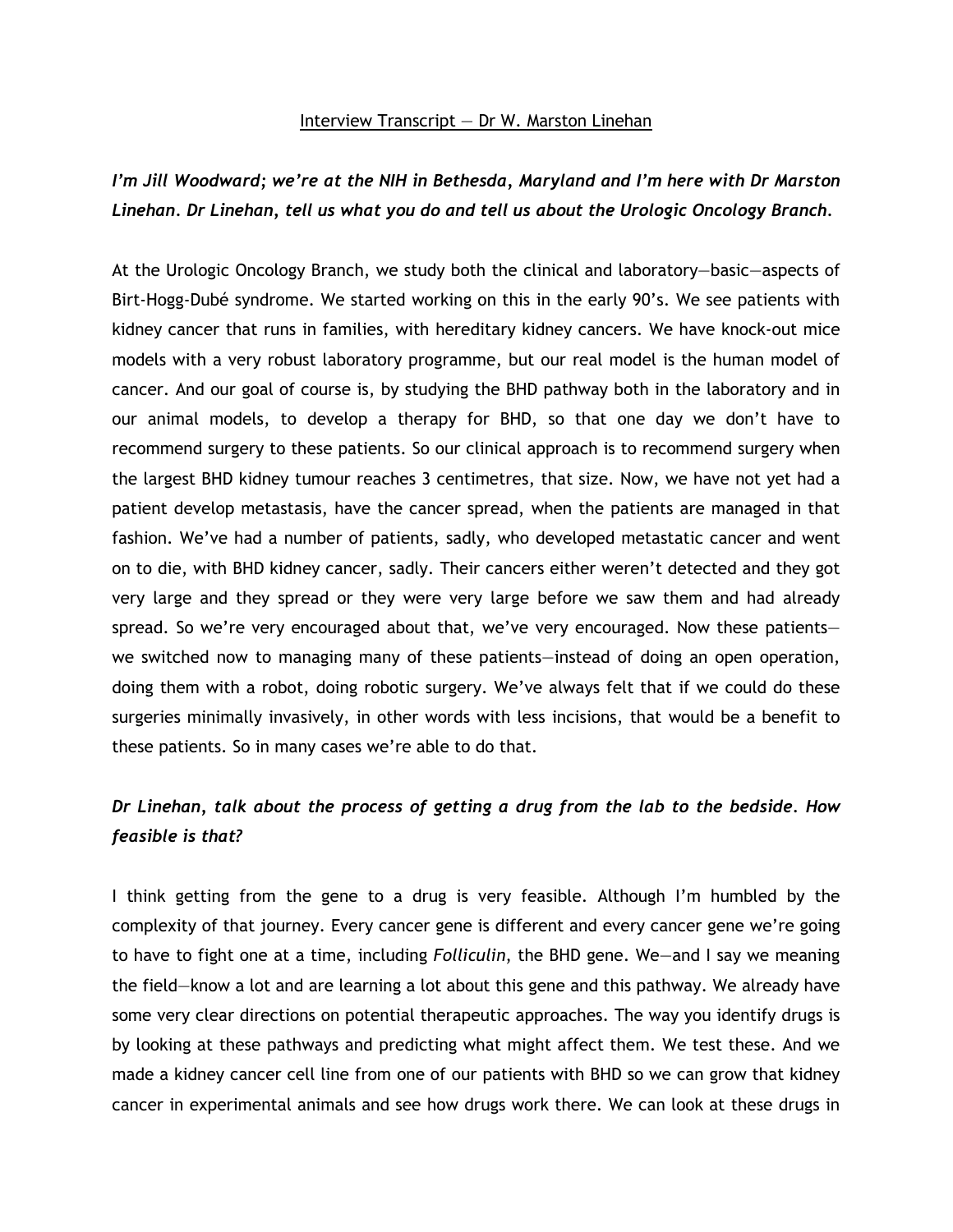<u>Interview Transcript — Dr W. Marston Linehan</u>

***I'm Jill Woodward; we're at the NIH in Bethesda, Maryland and I'm here with Dr Marston Linehan. Dr Linehan, tell us what you do and tell us about the Urologic Oncology Branch.***

At the Urologic Oncology Branch, we study both the clinical and laboratory—basic—aspects of Birt-Hogg-Dubé syndrome. We started working on this in the early 90's. We see patients with kidney cancer that runs in families, with hereditary kidney cancers. We have knock-out mice models with a very robust laboratory programme, but our real model is the human model of cancer. And our goal of course is, by studying the BHD pathway both in the laboratory and in our animal models, to develop a therapy for BHD, so that one day we don't have to recommend surgery to these patients. So our clinical approach is to recommend surgery when the largest BHD kidney tumour reaches 3 centimetres, that size. Now, we have not yet had a patient develop metastasis, have the cancer spread, when the patients are managed in that fashion. We've had a number of patients, sadly, who developed metastatic cancer and went on to die, with BHD kidney cancer, sadly. Their cancers either weren't detected and they got very large and they spread or they were very large before we saw them and had already spread. So we're very encouraged about that, we've very encouraged. Now these patients—we switched now to managing many of these patients—instead of doing an open operation, doing them with a robot, doing robotic surgery. We've always felt that if we could do these surgeries minimally invasively, in other words with less incisions, that would be a benefit to these patients. So in many cases we're able to do that.

***Dr Linehan, talk about the process of getting a drug from the lab to the bedside. How feasible is that?***

I think getting from the gene to a drug is very feasible. Although I'm humbled by the complexity of that journey. Every cancer gene is different and every cancer gene we're going to have to fight one at a time, including *Folliculin*, the BHD gene. We—and I say we meaning the field—know a lot and are learning a lot about this gene and this pathway. We already have some very clear directions on potential therapeutic approaches. The way you identify drugs is by looking at these pathways and predicting what might affect them. We test these. And we made a kidney cancer cell line from one of our patients with BHD so we can grow that kidney cancer in experimental animals and see how drugs work there. We can look at these drugs in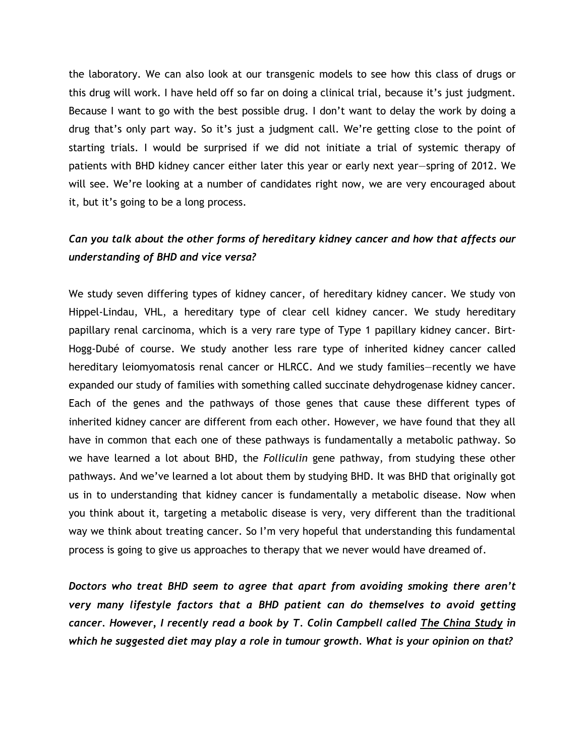the laboratory. We can also look at our transgenic models to see how this class of drugs or this drug will work. I have held off so far on doing a clinical trial, because it's just judgment. Because I want to go with the best possible drug. I don't want to delay the work by doing a drug that's only part way. So it's just a judgment call. We're getting close to the point of starting trials. I would be surprised if we did not initiate a trial of systemic therapy of patients with BHD kidney cancer either later this year or early next year—spring of 2012. We will see. We're looking at a number of candidates right now, we are very encouraged about it, but it's going to be a long process.

***Can you talk about the other forms of hereditary kidney cancer and how that affects our understanding of BHD and vice versa?***

We study seven differing types of kidney cancer, of hereditary kidney cancer. We study von Hippel-Lindau, VHL, a hereditary type of clear cell kidney cancer. We study hereditary papillary renal carcinoma, which is a very rare type of Type 1 papillary kidney cancer. Birt-Hogg-Dubé of course. We study another less rare type of inherited kidney cancer called hereditary leiomyomatosis renal cancer or HLRCC. And we study families—recently we have expanded our study of families with something called succinate dehydrogenase kidney cancer. Each of the genes and the pathways of those genes that cause these different types of inherited kidney cancer are different from each other. However, we have found that they all have in common that each one of these pathways is fundamentally a metabolic pathway. So we have learned a lot about BHD, the *Folliculin* gene pathway, from studying these other pathways. And we've learned a lot about them by studying BHD. It was BHD that originally got us in to understanding that kidney cancer is fundamentally a metabolic disease. Now when you think about it, targeting a metabolic disease is very, very different than the traditional way we think about treating cancer. So I'm very hopeful that understanding this fundamental process is going to give us approaches to therapy that we never would have dreamed of.

***Doctors who treat BHD seem to agree that apart from avoiding smoking there aren't very many lifestyle factors that a BHD patient can do themselves to avoid getting cancer. However, I recently read a book by T. Colin Campbell called <u>The China Study</u> in which he suggested diet may play a role in tumour growth. What is your opinion on that?***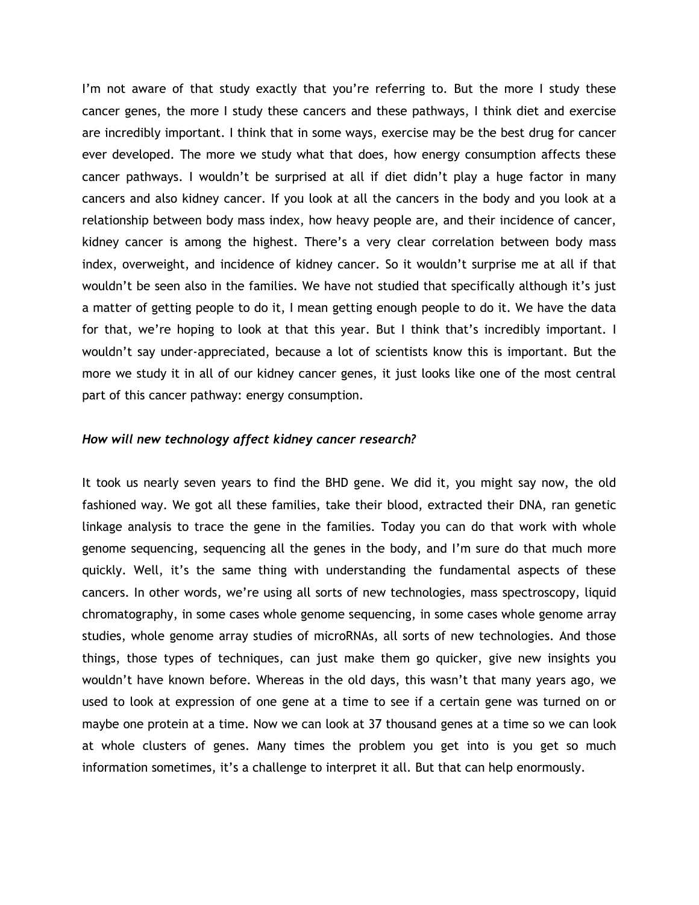I'm not aware of that study exactly that you're referring to. But the more I study these cancer genes, the more I study these cancers and these pathways, I think diet and exercise are incredibly important. I think that in some ways, exercise may be the best drug for cancer ever developed. The more we study what that does, how energy consumption affects these cancer pathways. I wouldn't be surprised at all if diet didn't play a huge factor in many cancers and also kidney cancer. If you look at all the cancers in the body and you look at a relationship between body mass index, how heavy people are, and their incidence of cancer, kidney cancer is among the highest. There's a very clear correlation between body mass index, overweight, and incidence of kidney cancer. So it wouldn't surprise me at all if that wouldn't be seen also in the families. We have not studied that specifically although it's just a matter of getting people to do it, I mean getting enough people to do it. We have the data for that, we're hoping to look at that this year. But I think that's incredibly important. I wouldn't say under-appreciated, because a lot of scientists know this is important. But the more we study it in all of our kidney cancer genes, it just looks like one of the most central part of this cancer pathway: energy consumption.

***How will new technology affect kidney cancer research?***

It took us nearly seven years to find the BHD gene. We did it, you might say now, the old fashioned way. We got all these families, take their blood, extracted their DNA, ran genetic linkage analysis to trace the gene in the families. Today you can do that work with whole genome sequencing, sequencing all the genes in the body, and I'm sure do that much more quickly. Well, it's the same thing with understanding the fundamental aspects of these cancers. In other words, we're using all sorts of new technologies, mass spectroscopy, liquid chromatography, in some cases whole genome sequencing, in some cases whole genome array studies, whole genome array studies of microRNAs, all sorts of new technologies. And those things, those types of techniques, can just make them go quicker, give new insights you wouldn't have known before. Whereas in the old days, this wasn't that many years ago, we used to look at expression of one gene at a time to see if a certain gene was turned on or maybe one protein at a time. Now we can look at 37 thousand genes at a time so we can look at whole clusters of genes. Many times the problem you get into is you get so much information sometimes, it's a challenge to interpret it all. But that can help enormously.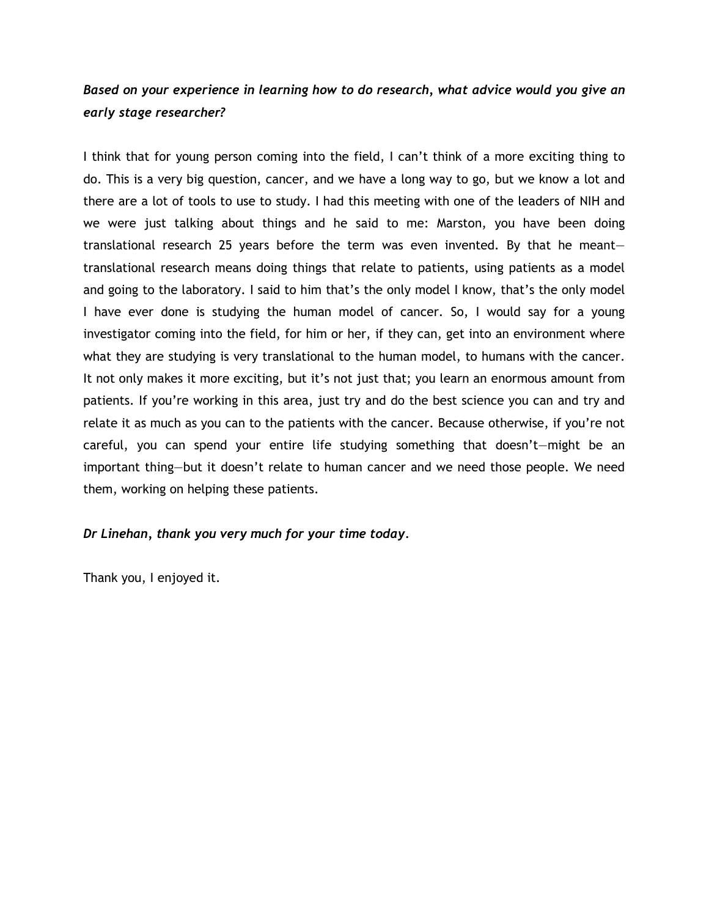***Based on your experience in learning how to do research, what advice would you give an early stage researcher?***

I think that for young person coming into the field, I can't think of a more exciting thing to do. This is a very big question, cancer, and we have a long way to go, but we know a lot and there are a lot of tools to use to study. I had this meeting with one of the leaders of NIH and we were just talking about things and he said to me: Marston, you have been doing translational research 25 years before the term was even invented. By that he meant—translational research means doing things that relate to patients, using patients as a model and going to the laboratory. I said to him that's the only model I know, that's the only model I have ever done is studying the human model of cancer. So, I would say for a young investigator coming into the field, for him or her, if they can, get into an environment where what they are studying is very translational to the human model, to humans with the cancer. It not only makes it more exciting, but it's not just that; you learn an enormous amount from patients. If you're working in this area, just try and do the best science you can and try and relate it as much as you can to the patients with the cancer. Because otherwise, if you're not careful, you can spend your entire life studying something that doesn't—might be an important thing—but it doesn't relate to human cancer and we need those people. We need them, working on helping these patients.

***Dr Linehan, thank you very much for your time today.***

Thank you, I enjoyed it.